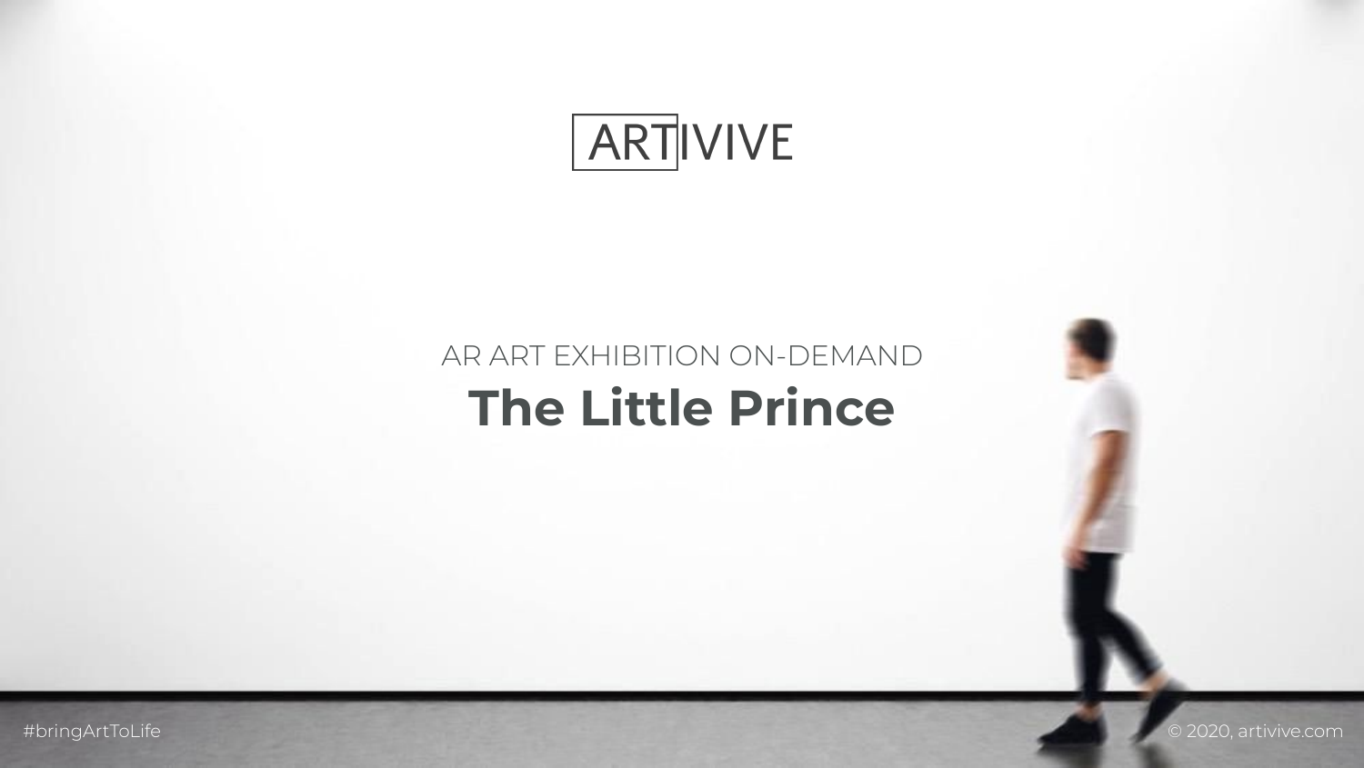ARTIVIVE

AR ART EXHIBITION ON-DEMAND

# The Little Prince

#bringArtToLife

© 2020, artivive.com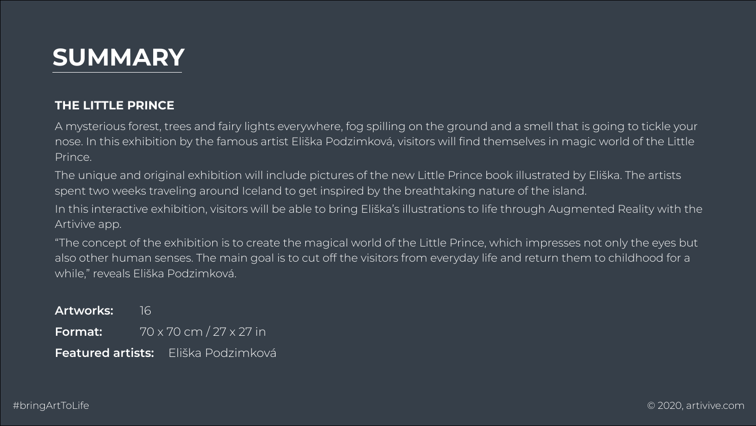# SUMMARY

## THE LITTLE PRINCE

A mysterious forest, trees and fairy lights everywhere, fog spilling on the ground and a smell that is going to tickle your nose. In this exhibition by the famous artist Eliška Podzimková, visitors will find themselves in magic world of the Little Prince.

The unique and original exhibition will include pictures of the new Little Prince book illustrated by Eliška. The artists spent two weeks traveling around Iceland to get inspired by the breathtaking nature of the island.

In this interactive exhibition, visitors will be able to bring Eliška's illustrations to life through Augmented Reality with the Artivive app.

"The concept of the exhibition is to create the magical world of the Little Prince, which impresses not only the eyes but also other human senses. The main goal is to cut off the visitors from everyday life and return them to childhood for a while," reveals Eliška Podzimková.

**Artworks:** 16

**Format:** 70 x 70 cm / 27 x 27 in

**Featured artists:** Eliška Podzimková

#bringArtToLife

© 2020, artivive.com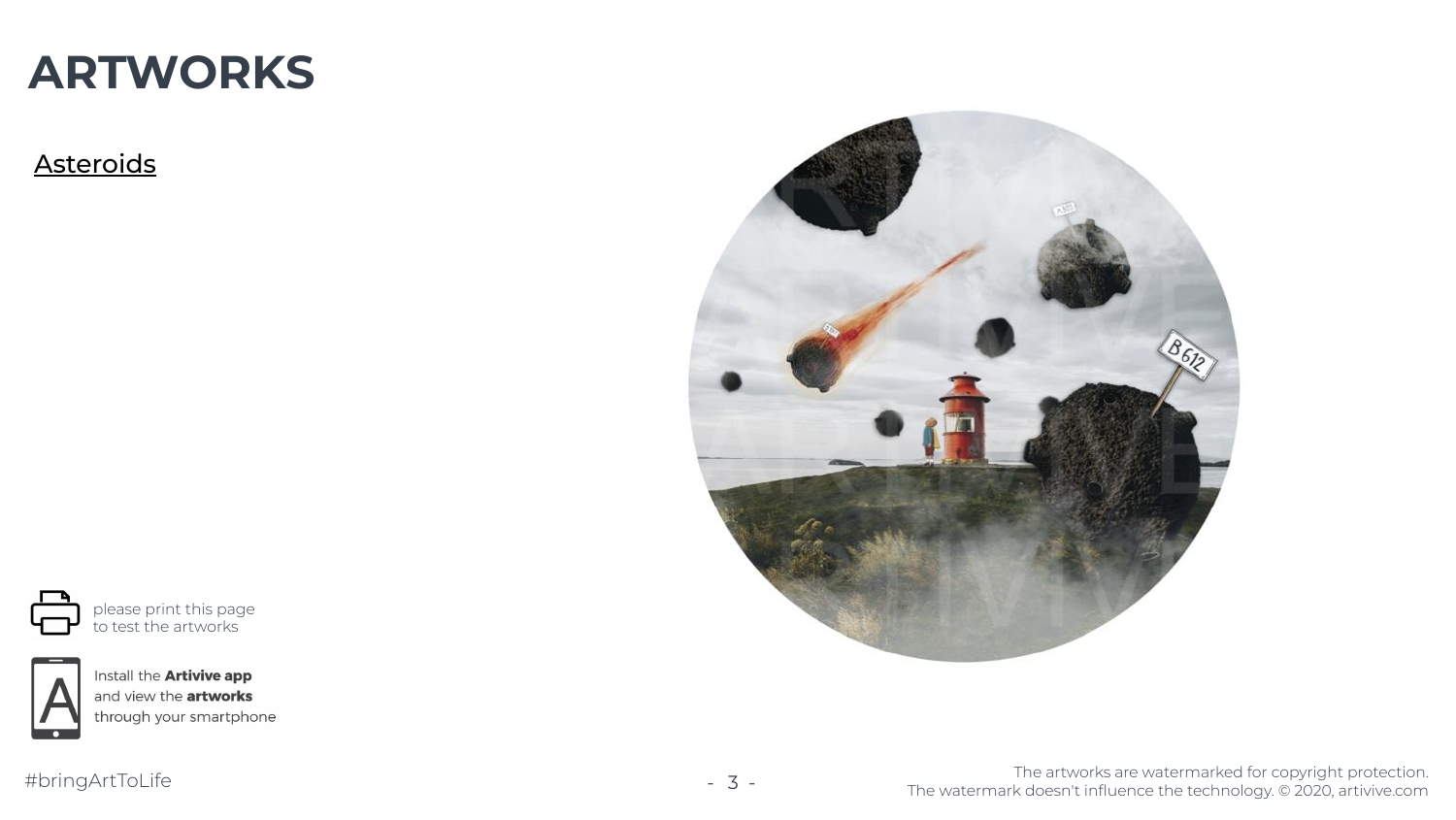# ARTWORKS

Asteroids

please print this page to test the artworks

Install the **Artivive app** and view the **artworks** through your smartphone

#bringArtToLife

The artworks are watermarked for copyright protection.
The watermark doesn't influence the technology. © 2020, artivive.com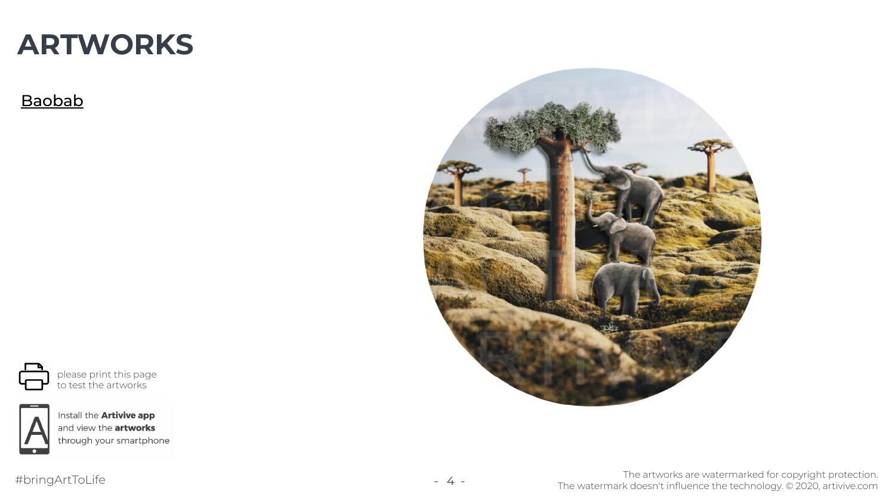# ARTWORKS

Baobab

please print this page to test the artworks

Install the **Artivive app** and view the **artworks** through your smartphone

#bringArtToLife

The artworks are watermarked for copyright protection.
The watermark doesn't influence the technology. © 2020, artivive.com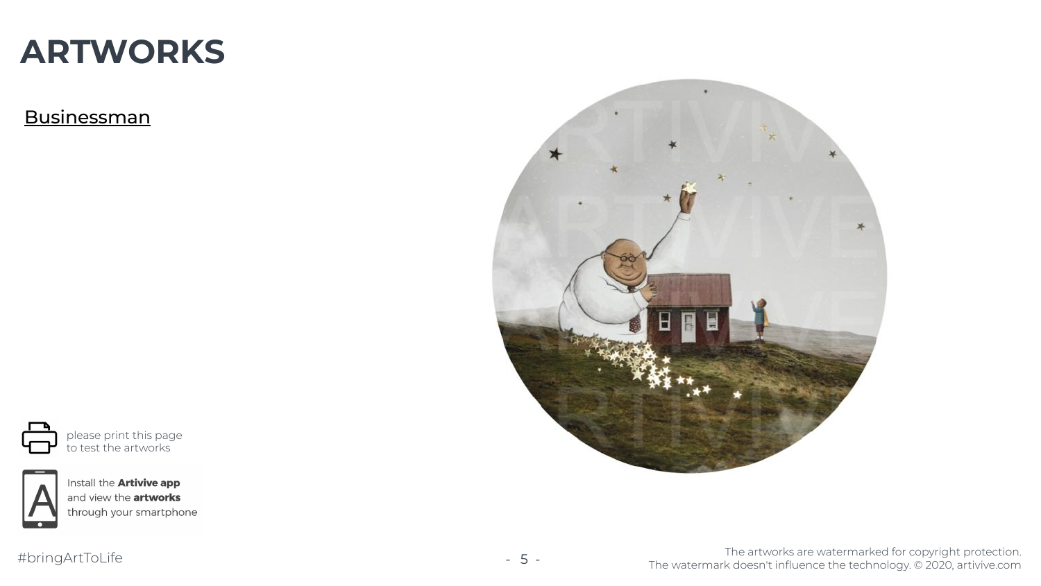# ARTWORKS

Businessman

please print this page to test the artworks

Install the **Artivive app** and view the **artworks** through your smartphone

#bringArtToLife

The artworks are watermarked for copyright protection.
The watermark doesn't influence the technology. © 2020, artivive.com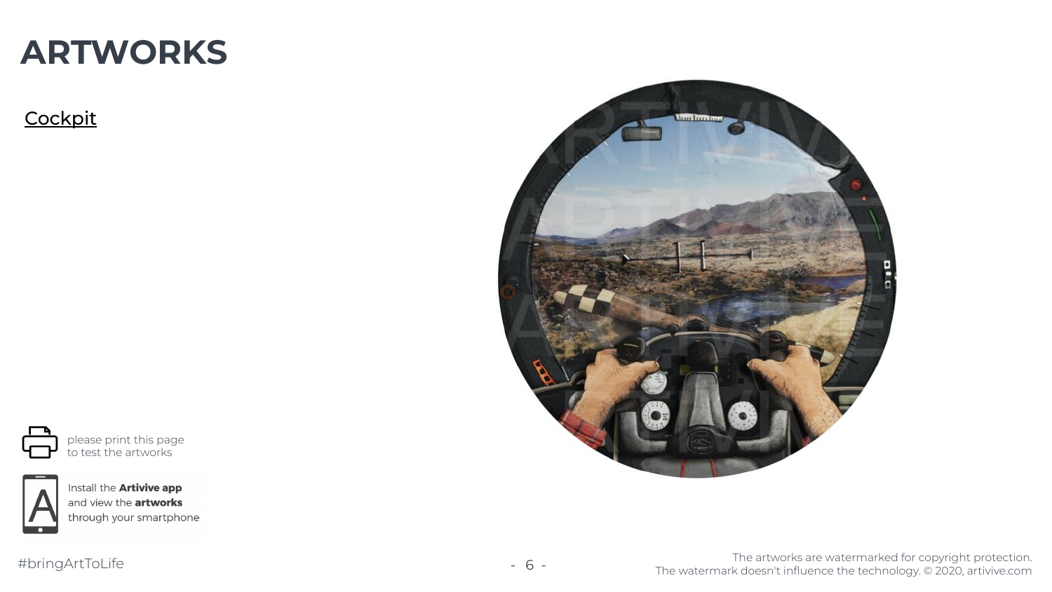# ARTWORKS

[Cockpit]

please print this page to test the artworks

Install the **Artivive app** and view the **artworks** through your smartphone

#bringArtToLife

The artworks are watermarked for copyright protection.
The watermark doesn't influence the technology. © 2020, artivive.com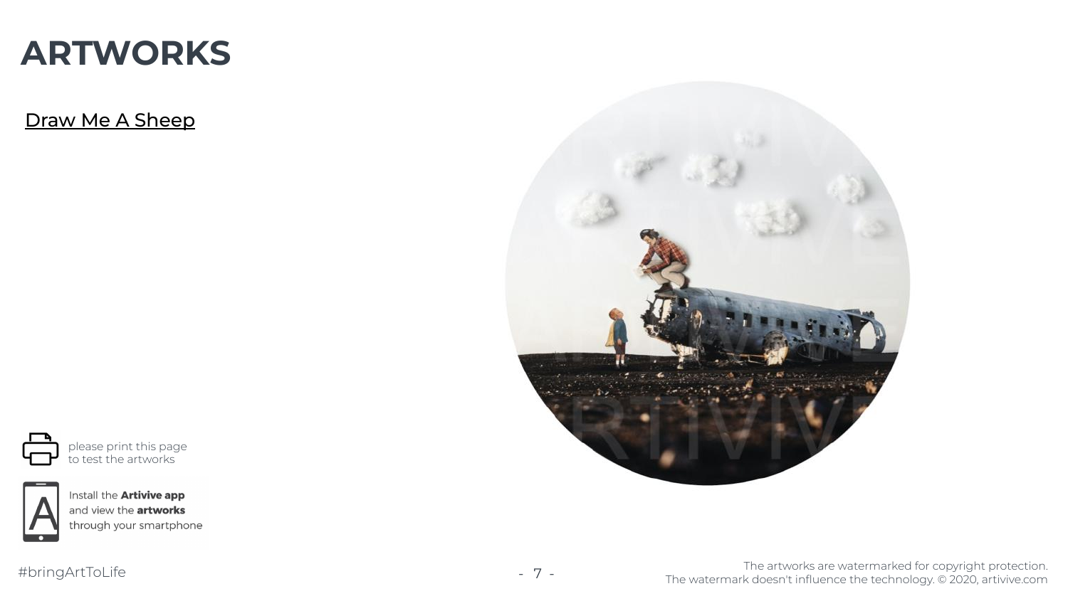# ARTWORKS

[Draw Me A Sheep]

please print this page
to test the artworks

Install the **Artivive app** and view the **artworks** through your smartphone

#bringArtToLife

The artworks are watermarked for copyright protection.
The watermark doesn't influence the technology. © 2020, artivive.com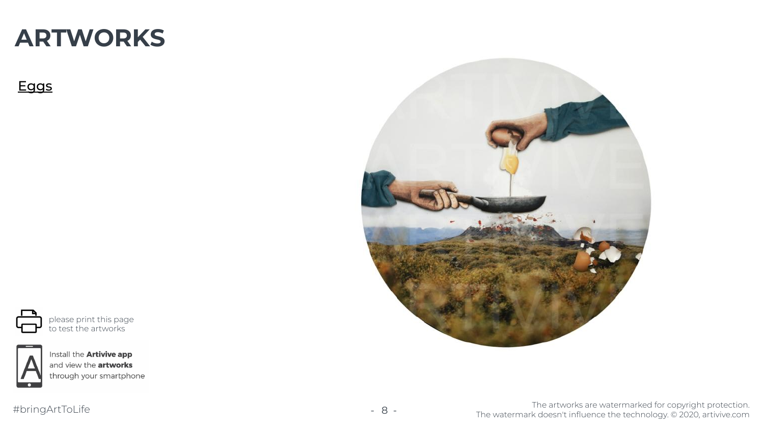# ARTWORKS

Eggs

please print this page to test the artworks

Install the **Artivive app** and view the **artworks** through your smartphone

#bringArtToLife

The artworks are watermarked for copyright protection.
The watermark doesn't influence the technology. © 2020, artivive.com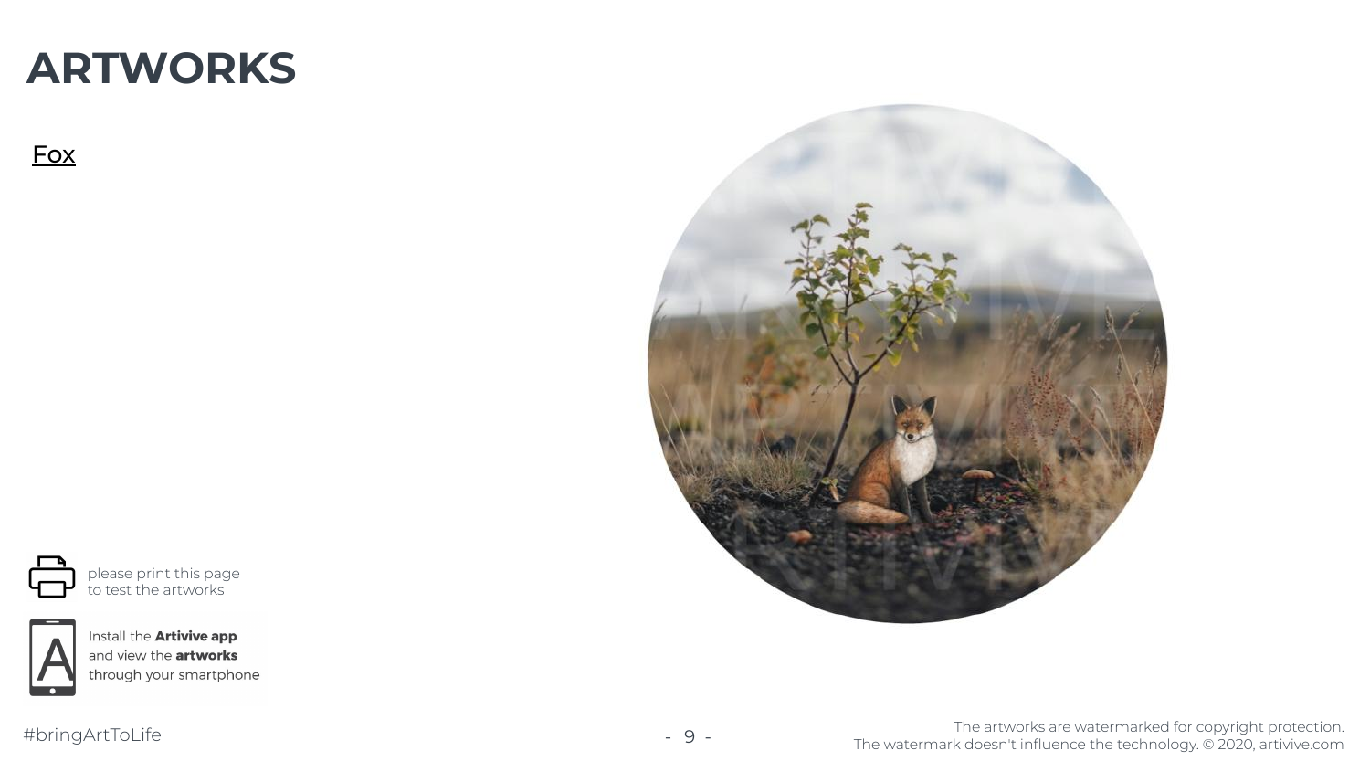# ARTWORKS

Fox

please print this page
to test the artworks

Install the **Artivive app** and view the **artworks** through your smartphone

#bringArtToLife

The artworks are watermarked for copyright protection.
The watermark doesn't influence the technology. © 2020, artivive.com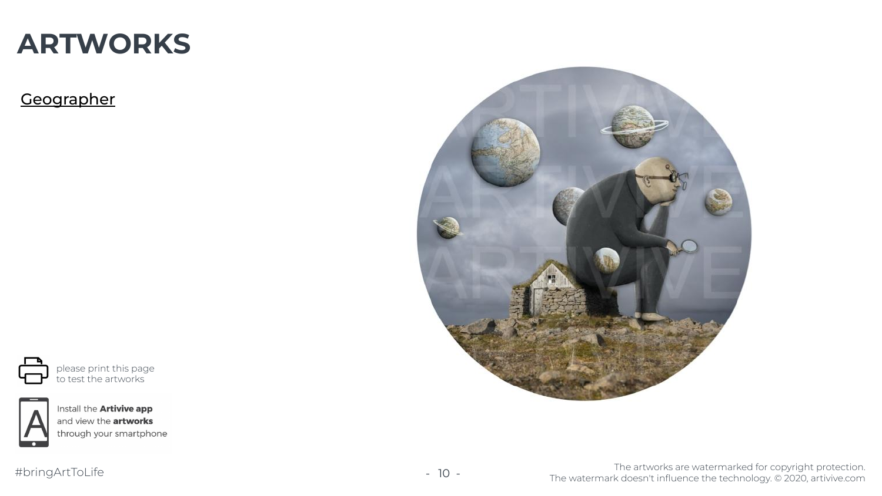# ARTWORKS

Geographer

please print this page to test the artworks

Install the **Artivive app** and view the **artworks** through your smartphone

#bringArtToLife

The artworks are watermarked for copyright protection.
The watermark doesn't influence the technology. © 2020, artivive.com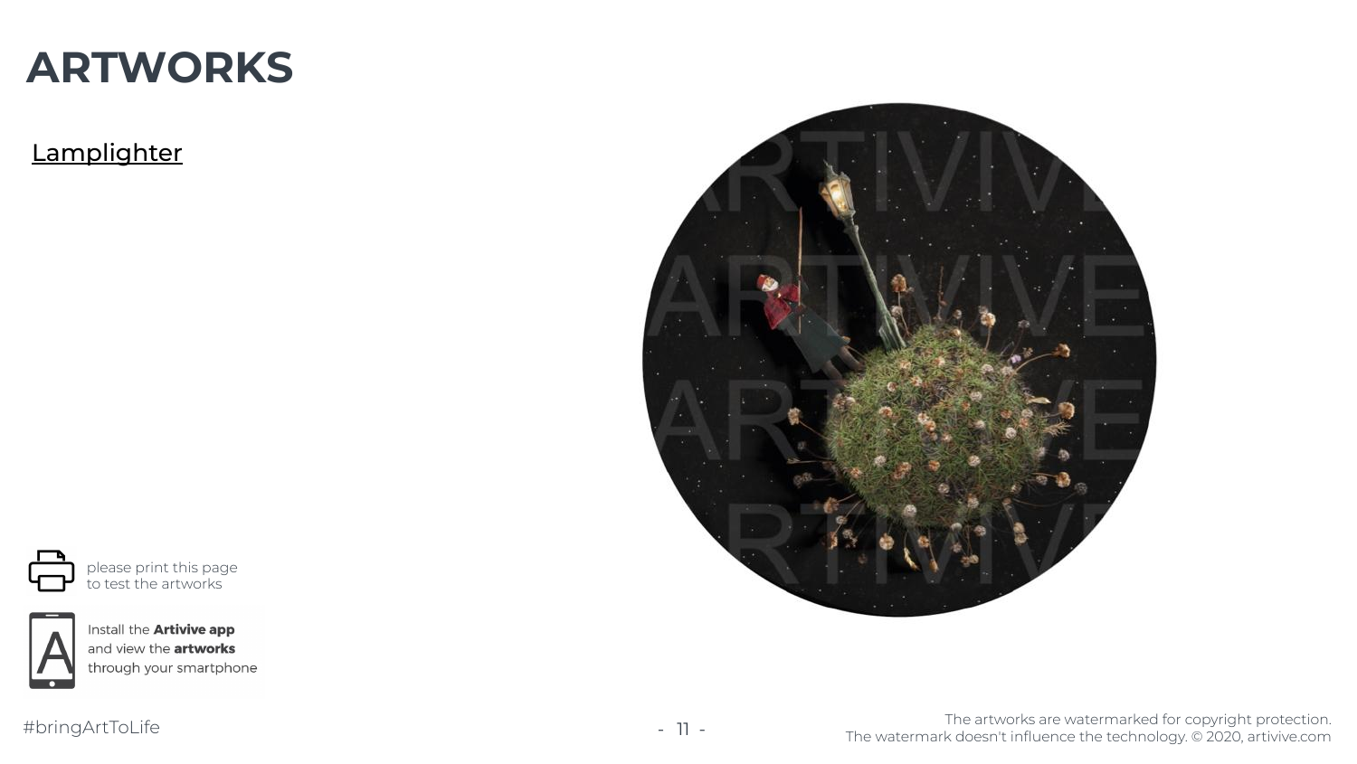# ARTWORKS

Lamplighter

please print this page to test the artworks

Install the **Artivive app** and view the **artworks** through your smartphone

#bringArtToLife

The artworks are watermarked for copyright protection.
The watermark doesn't influence the technology. © 2020, artivive.com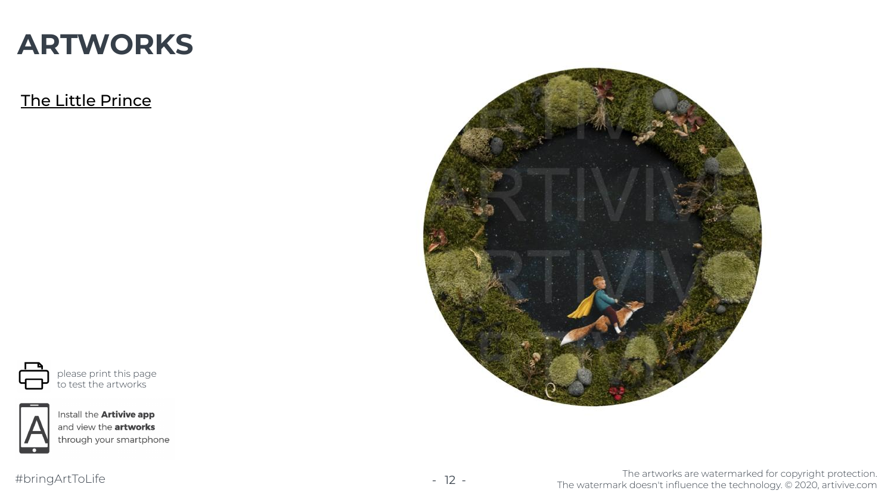# ARTWORKS

The Little Prince

please print this page to test the artworks

Install the **Artivive app** and view the **artworks** through your smartphone

#bringArtToLife

The artworks are watermarked for copyright protection.
The watermark doesn't influence the technology. © 2020, artivive.com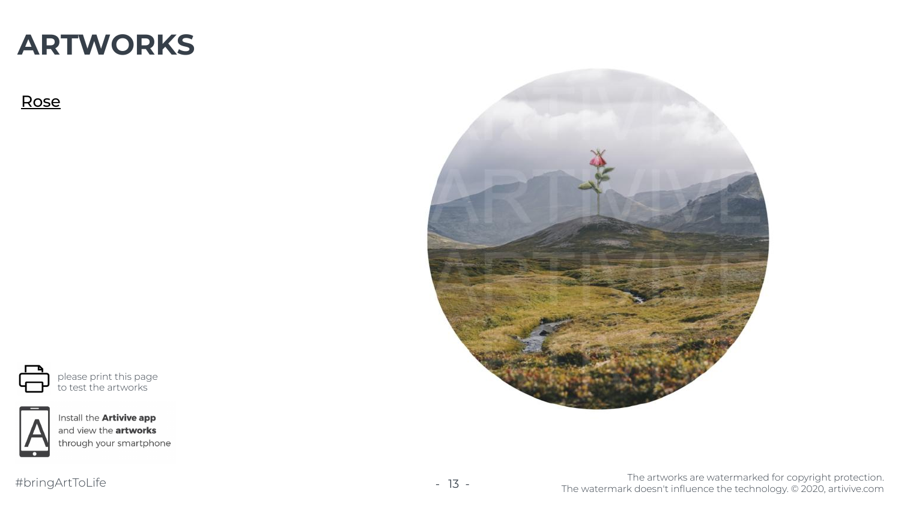# ARTWORKS

Rose

please print this page to test the artworks

Install the **Artivive app** and view the **artworks** through your smartphone

#bringArtToLife

The artworks are watermarked for copyright protection.
The watermark doesn't influence the technology. © 2020, artivive.com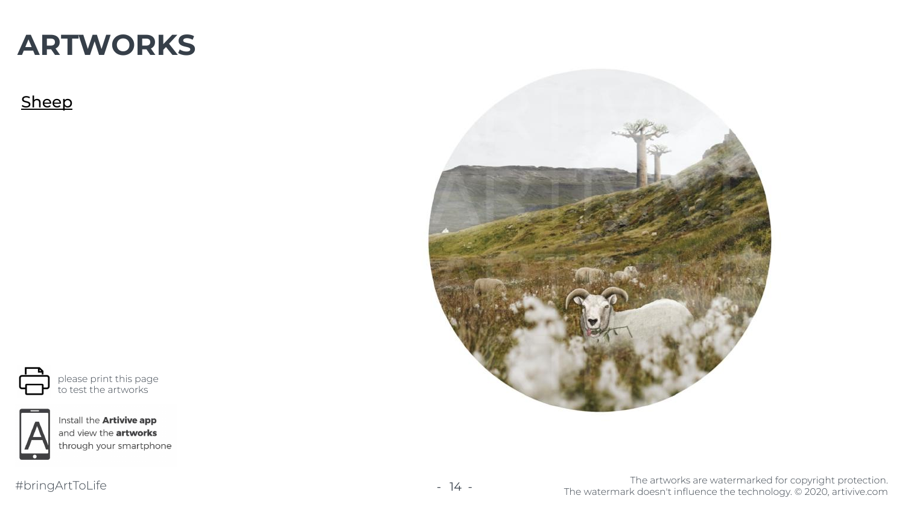# ARTWORKS

[Sheep]

please print this page to test the artworks

Install the **Artivive app** and view the **artworks** through your smartphone

#bringArtToLife

The artworks are watermarked for copyright protection.
The watermark doesn't influence the technology. © 2020, artivive.com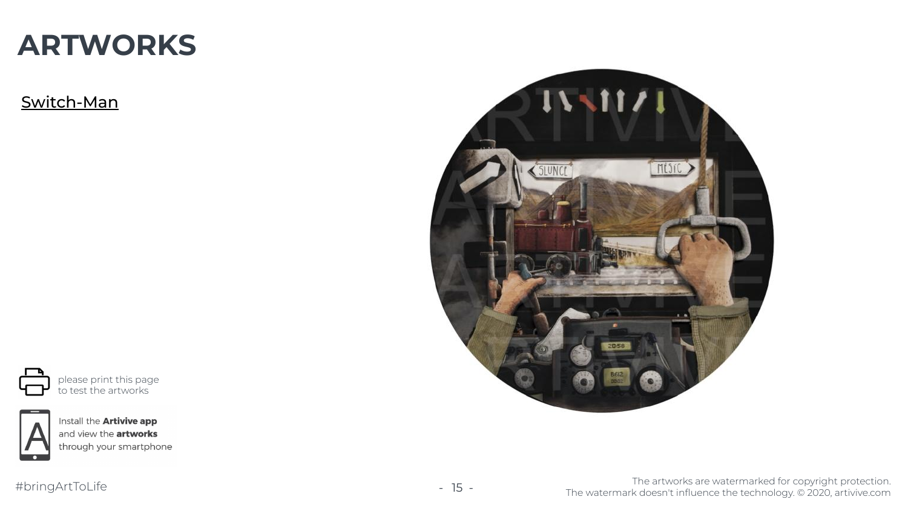# ARTWORKS

Switch-Man

please print this page to test the artworks

Install the **Artivive app** and view the **artworks** through your smartphone

#bringArtToLife

The artworks are watermarked for copyright protection.
The watermark doesn't influence the technology. © 2020, artivive.com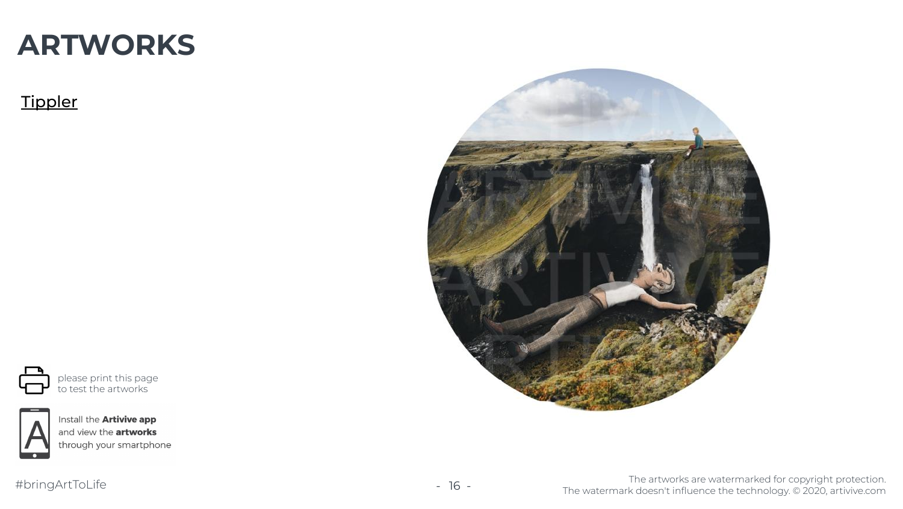# ARTWORKS

Tippler

please print this page to test the artworks

Install the **Artivive app** and view the **artworks** through your smartphone

#bringArtToLife

The artworks are watermarked for copyright protection.
The watermark doesn't influence the technology. © 2020, artivive.com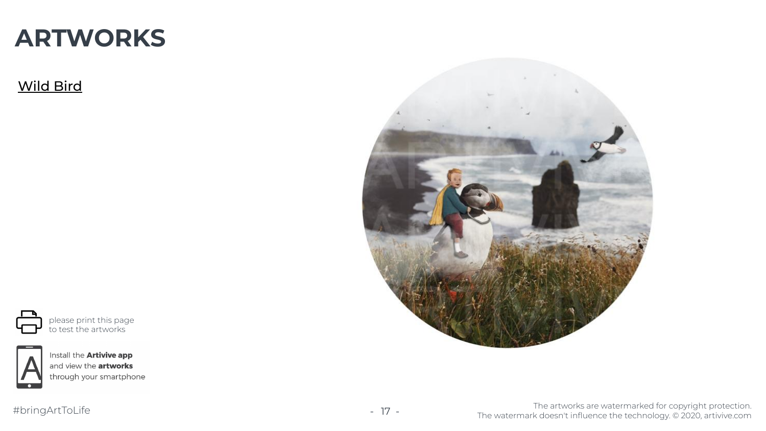# ARTWORKS

Wild Bird

please print this page to test the artworks

Install the **Artivive app** and view the **artworks** through your smartphone

#bringArtToLife

The artworks are watermarked for copyright protection.
The watermark doesn't influence the technology. © 2020, artivive.com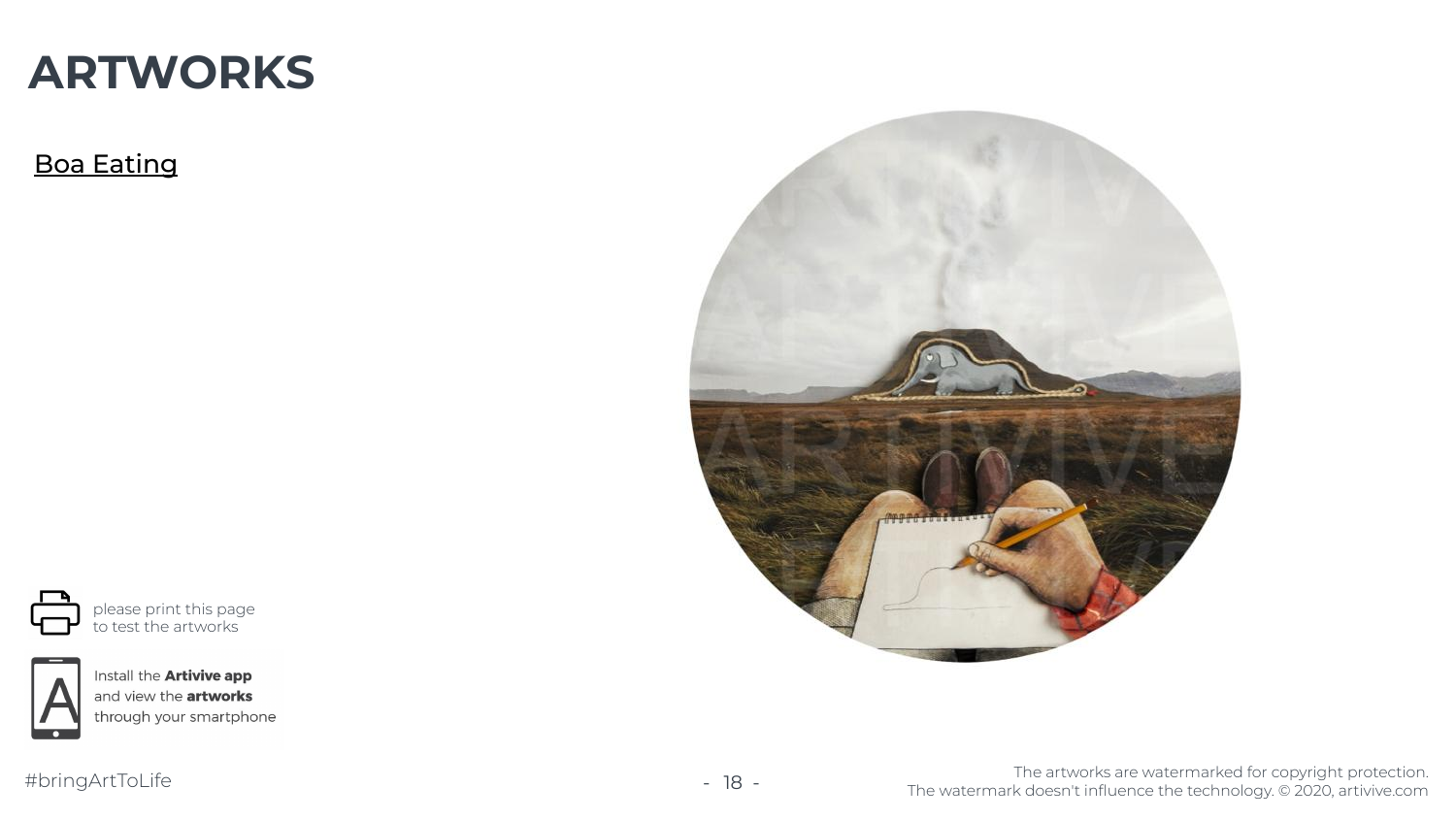# ARTWORKS

Boa Eating

please print this page to test the artworks

Install the **Artivive app** and view the **artworks** through your smartphone

#bringArtToLife

The artworks are watermarked for copyright protection.
The watermark doesn't influence the technology. © 2020, artivive.com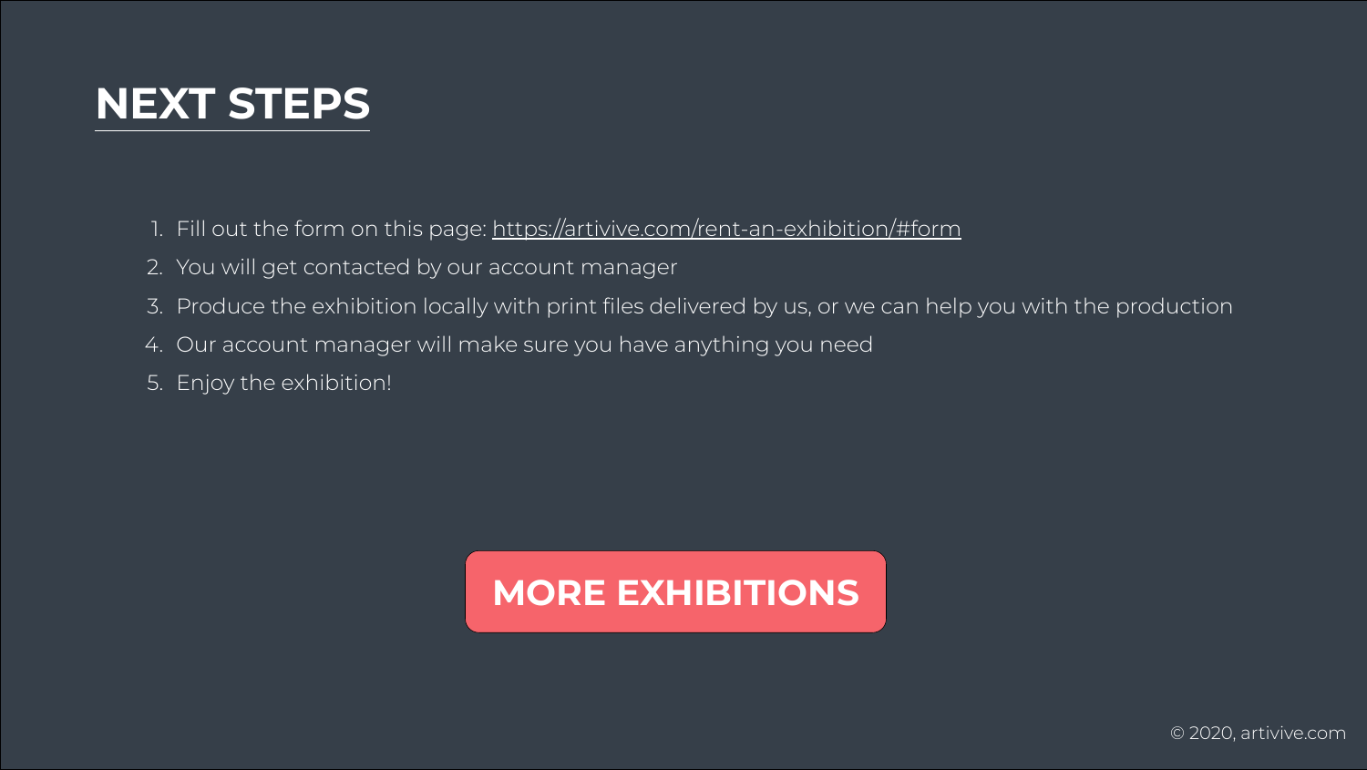# NEXT STEPS

1. Fill out the form on this page: https://artivive.com/rent-an-exhibition/#form
2. You will get contacted by our account manager
3. Produce the exhibition locally with print files delivered by us, or we can help you with the production
4. Our account manager will make sure you have anything you need
5. Enjoy the exhibition!

**MORE EXHIBITIONS**

© 2020, artivive.com